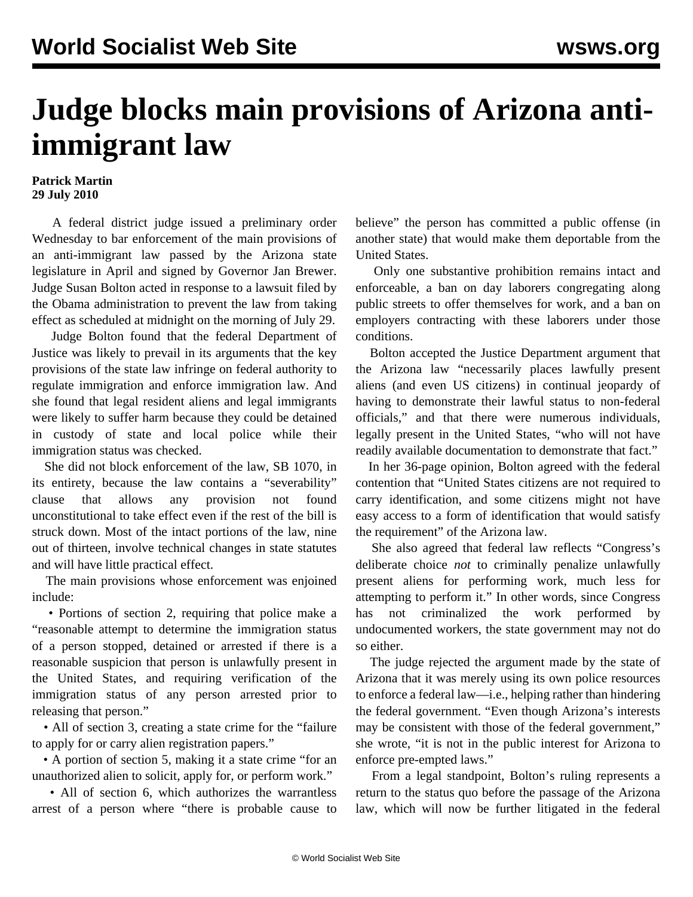# Judge blocks main provisions of Arizona anti-immigrant law

**Patrick Martin**
**29 July 2010**

A federal district judge issued a preliminary order Wednesday to bar enforcement of the main provisions of an anti-immigrant law passed by the Arizona state legislature in April and signed by Governor Jan Brewer. Judge Susan Bolton acted in response to a lawsuit filed by the Obama administration to prevent the law from taking effect as scheduled at midnight on the morning of July 29.

Judge Bolton found that the federal Department of Justice was likely to prevail in its arguments that the key provisions of the state law infringe on federal authority to regulate immigration and enforce immigration law. And she found that legal resident aliens and legal immigrants were likely to suffer harm because they could be detained in custody of state and local police while their immigration status was checked.

She did not block enforcement of the law, SB 1070, in its entirety, because the law contains a "severability" clause that allows any provision not found unconstitutional to take effect even if the rest of the bill is struck down. Most of the intact portions of the law, nine out of thirteen, involve technical changes in state statutes and will have little practical effect.

The main provisions whose enforcement was enjoined include:

- Portions of section 2, requiring that police make a "reasonable attempt to determine the immigration status of a person stopped, detained or arrested if there is a reasonable suspicion that person is unlawfully present in the United States, and requiring verification of the immigration status of any person arrested prior to releasing that person."
- All of section 3, creating a state crime for the "failure to apply for or carry alien registration papers."
- A portion of section 5, making it a state crime "for an unauthorized alien to solicit, apply for, or perform work."
- All of section 6, which authorizes the warrantless arrest of a person where "there is probable cause to believe" the person has committed a public offense (in another state) that would make them deportable from the United States.

Only one substantive prohibition remains intact and enforceable, a ban on day laborers congregating along public streets to offer themselves for work, and a ban on employers contracting with these laborers under those conditions.

Bolton accepted the Justice Department argument that the Arizona law "necessarily places lawfully present aliens (and even US citizens) in continual jeopardy of having to demonstrate their lawful status to non-federal officials," and that there were numerous individuals, legally present in the United States, "who will not have readily available documentation to demonstrate that fact."

In her 36-page opinion, Bolton agreed with the federal contention that "United States citizens are not required to carry identification, and some citizens might not have easy access to a form of identification that would satisfy the requirement" of the Arizona law.

She also agreed that federal law reflects "Congress's deliberate choice *not* to criminally penalize unlawfully present aliens for performing work, much less for attempting to perform it." In other words, since Congress has not criminalized the work performed by undocumented workers, the state government may not do so either.

The judge rejected the argument made by the state of Arizona that it was merely using its own police resources to enforce a federal law—i.e., helping rather than hindering the federal government. "Even though Arizona's interests may be consistent with those of the federal government," she wrote, "it is not in the public interest for Arizona to enforce pre-empted laws."

From a legal standpoint, Bolton's ruling represents a return to the status quo before the passage of the Arizona law, which will now be further litigated in the federal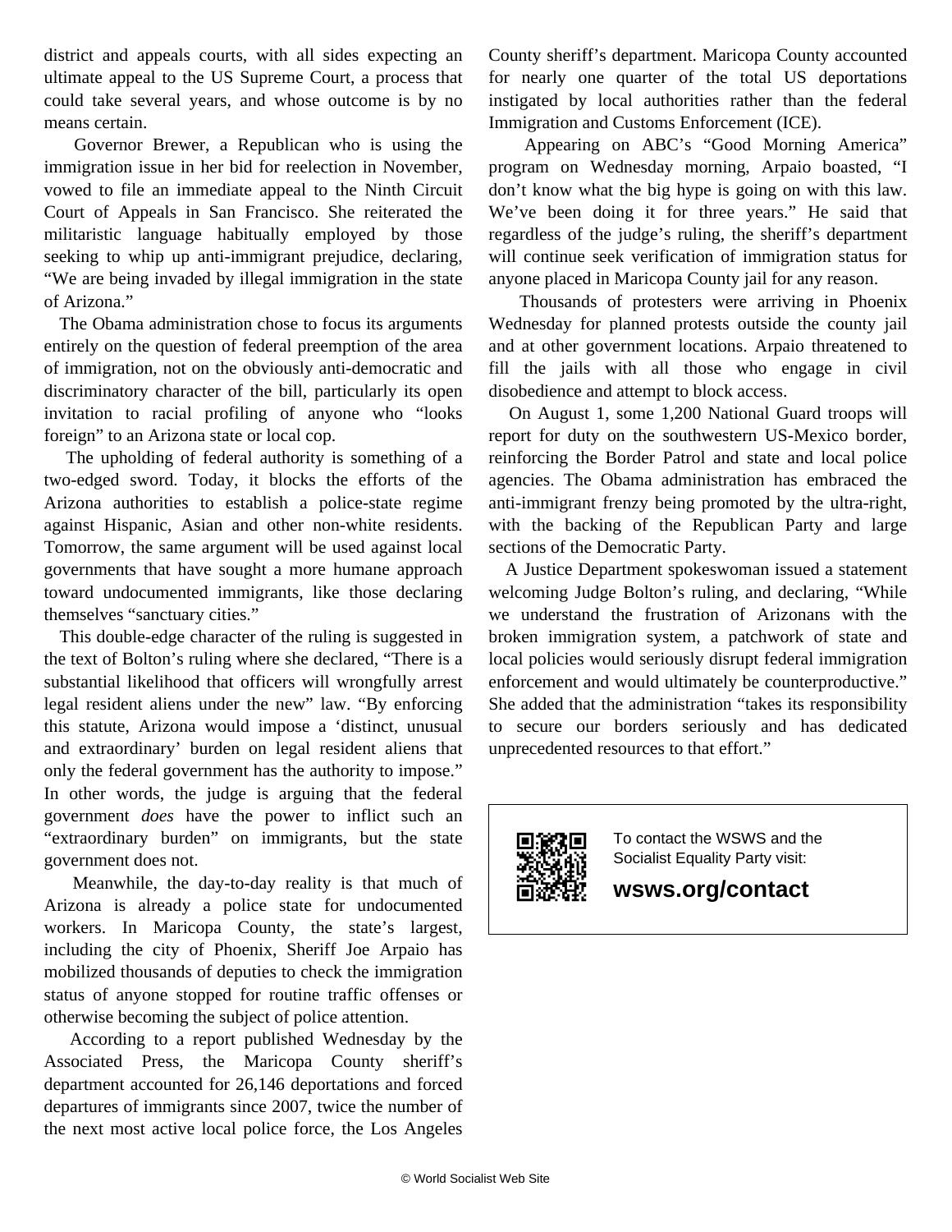district and appeals courts, with all sides expecting an ultimate appeal to the US Supreme Court, a process that could take several years, and whose outcome is by no means certain.

Governor Brewer, a Republican who is using the immigration issue in her bid for reelection in November, vowed to file an immediate appeal to the Ninth Circuit Court of Appeals in San Francisco. She reiterated the militaristic language habitually employed by those seeking to whip up anti-immigrant prejudice, declaring, “We are being invaded by illegal immigration in the state of Arizona.”

The Obama administration chose to focus its arguments entirely on the question of federal preemption of the area of immigration, not on the obviously anti-democratic and discriminatory character of the bill, particularly its open invitation to racial profiling of anyone who “looks foreign” to an Arizona state or local cop.

The upholding of federal authority is something of a two-edged sword. Today, it blocks the efforts of the Arizona authorities to establish a police-state regime against Hispanic, Asian and other non-white residents. Tomorrow, the same argument will be used against local governments that have sought a more humane approach toward undocumented immigrants, like those declaring themselves “sanctuary cities.”

This double-edge character of the ruling is suggested in the text of Bolton’s ruling where she declared, “There is a substantial likelihood that officers will wrongfully arrest legal resident aliens under the new” law. “By enforcing this statute, Arizona would impose a ‘distinct, unusual and extraordinary’ burden on legal resident aliens that only the federal government has the authority to impose.” In other words, the judge is arguing that the federal government *does* have the power to inflict such an “extraordinary burden” on immigrants, but the state government does not.

Meanwhile, the day-to-day reality is that much of Arizona is already a police state for undocumented workers. In Maricopa County, the state’s largest, including the city of Phoenix, Sheriff Joe Arpaio has mobilized thousands of deputies to check the immigration status of anyone stopped for routine traffic offenses or otherwise becoming the subject of police attention.

According to a report published Wednesday by the Associated Press, the Maricopa County sheriff’s department accounted for 26,146 deportations and forced departures of immigrants since 2007, twice the number of the next most active local police force, the Los Angeles County sheriff’s department. Maricopa County accounted for nearly one quarter of the total US deportations instigated by local authorities rather than the federal Immigration and Customs Enforcement (ICE).

Appearing on ABC’s “Good Morning America” program on Wednesday morning, Arpaio boasted, “I don’t know what the big hype is going on with this law. We’ve been doing it for three years.” He said that regardless of the judge’s ruling, the sheriff’s department will continue seek verification of immigration status for anyone placed in Maricopa County jail for any reason.

Thousands of protesters were arriving in Phoenix Wednesday for planned protests outside the county jail and at other government locations. Arpaio threatened to fill the jails with all those who engage in civil disobedience and attempt to block access.

On August 1, some 1,200 National Guard troops will report for duty on the southwestern US-Mexico border, reinforcing the Border Patrol and state and local police agencies. The Obama administration has embraced the anti-immigrant frenzy being promoted by the ultra-right, with the backing of the Republican Party and large sections of the Democratic Party.

A Justice Department spokeswoman issued a statement welcoming Judge Bolton’s ruling, and declaring, “While we understand the frustration of Arizonans with the broken immigration system, a patchwork of state and local policies would seriously disrupt federal immigration enforcement and would ultimately be counterproductive.” She added that the administration “takes its responsibility to secure our borders seriously and has dedicated unprecedented resources to that effort.”

To contact the WSWS and the Socialist Equality Party visit:

**wsws.org/contact**